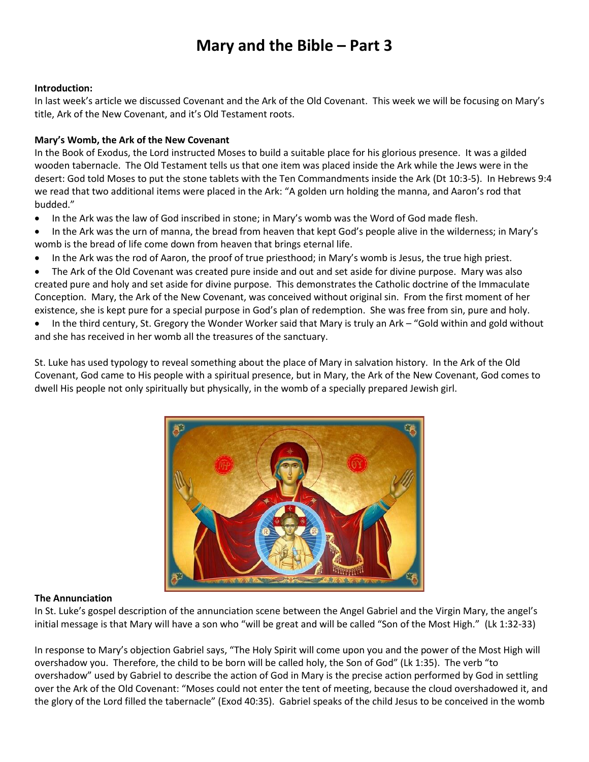# Mary and the Bible – Part 3

**Introduction:**
In last week's article we discussed Covenant and the Ark of the Old Covenant. This week we will be focusing on Mary's title, Ark of the New Covenant, and it's Old Testament roots.

**Mary's Womb, the Ark of the New Covenant**
In the Book of Exodus, the Lord instructed Moses to build a suitable place for his glorious presence. It was a gilded wooden tabernacle. The Old Testament tells us that one item was placed inside the Ark while the Jews were in the desert: God told Moses to put the stone tablets with the Ten Commandments inside the Ark (Dt 10:3-5). In Hebrews 9:4 we read that two additional items were placed in the Ark: "A golden urn holding the manna, and Aaron's rod that budded."

- In the Ark was the law of God inscribed in stone; in Mary's womb was the Word of God made flesh.
- In the Ark was the urn of manna, the bread from heaven that kept God's people alive in the wilderness; in Mary's womb is the bread of life come down from heaven that brings eternal life.
- In the Ark was the rod of Aaron, the proof of true priesthood; in Mary's womb is Jesus, the true high priest.
- The Ark of the Old Covenant was created pure inside and out and set aside for divine purpose. Mary was also created pure and holy and set aside for divine purpose. This demonstrates the Catholic doctrine of the Immaculate Conception. Mary, the Ark of the New Covenant, was conceived without original sin. From the first moment of her existence, she is kept pure for a special purpose in God's plan of redemption. She was free from sin, pure and holy.
- In the third century, St. Gregory the Wonder Worker said that Mary is truly an Ark – "Gold within and gold without and she has received in her womb all the treasures of the sanctuary.

St. Luke has used typology to reveal something about the place of Mary in salvation history. In the Ark of the Old Covenant, God came to His people with a spiritual presence, but in Mary, the Ark of the New Covenant, God comes to dwell His people not only spiritually but physically, in the womb of a specially prepared Jewish girl.

**The Annunciation**
In St. Luke's gospel description of the annunciation scene between the Angel Gabriel and the Virgin Mary, the angel's initial message is that Mary will have a son who "will be great and will be called "Son of the Most High." (Lk 1:32-33)

In response to Mary's objection Gabriel says, "The Holy Spirit will come upon you and the power of the Most High will overshadow you. Therefore, the child to be born will be called holy, the Son of God" (Lk 1:35). The verb "to overshadow" used by Gabriel to describe the action of God in Mary is the precise action performed by God in settling over the Ark of the Old Covenant: "Moses could not enter the tent of meeting, because the cloud overshadowed it, and the glory of the Lord filled the tabernacle" (Exod 40:35). Gabriel speaks of the child Jesus to be conceived in the womb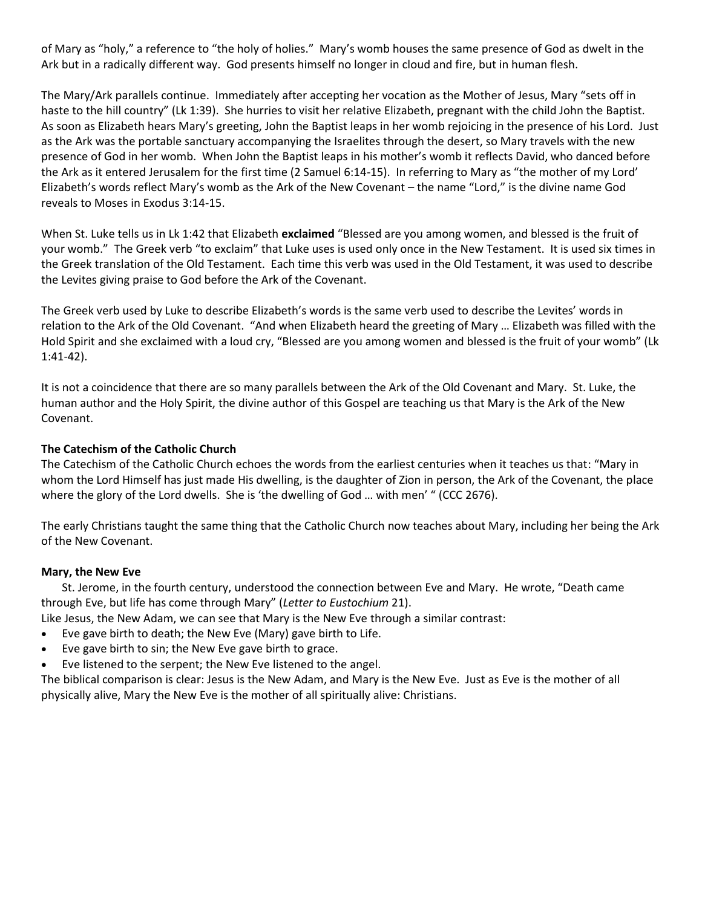of Mary as "holy," a reference to "the holy of holies." Mary's womb houses the same presence of God as dwelt in the Ark but in a radically different way. God presents himself no longer in cloud and fire, but in human flesh.

The Mary/Ark parallels continue. Immediately after accepting her vocation as the Mother of Jesus, Mary "sets off in haste to the hill country" (Lk 1:39). She hurries to visit her relative Elizabeth, pregnant with the child John the Baptist. As soon as Elizabeth hears Mary's greeting, John the Baptist leaps in her womb rejoicing in the presence of his Lord. Just as the Ark was the portable sanctuary accompanying the Israelites through the desert, so Mary travels with the new presence of God in her womb. When John the Baptist leaps in his mother's womb it reflects David, who danced before the Ark as it entered Jerusalem for the first time (2 Samuel 6:14-15). In referring to Mary as "the mother of my Lord' Elizabeth's words reflect Mary's womb as the Ark of the New Covenant – the name "Lord," is the divine name God reveals to Moses in Exodus 3:14-15.

When St. Luke tells us in Lk 1:42 that Elizabeth **exclaimed** "Blessed are you among women, and blessed is the fruit of your womb." The Greek verb "to exclaim" that Luke uses is used only once in the New Testament. It is used six times in the Greek translation of the Old Testament. Each time this verb was used in the Old Testament, it was used to describe the Levites giving praise to God before the Ark of the Covenant.

The Greek verb used by Luke to describe Elizabeth's words is the same verb used to describe the Levites' words in relation to the Ark of the Old Covenant. "And when Elizabeth heard the greeting of Mary … Elizabeth was filled with the Hold Spirit and she exclaimed with a loud cry, "Blessed are you among women and blessed is the fruit of your womb" (Lk 1:41-42).

It is not a coincidence that there are so many parallels between the Ark of the Old Covenant and Mary. St. Luke, the human author and the Holy Spirit, the divine author of this Gospel are teaching us that Mary is the Ark of the New Covenant.

**The Catechism of the Catholic Church**

The Catechism of the Catholic Church echoes the words from the earliest centuries when it teaches us that: "Mary in whom the Lord Himself has just made His dwelling, is the daughter of Zion in person, the Ark of the Covenant, the place where the glory of the Lord dwells. She is 'the dwelling of God … with men' " (CCC 2676).

The early Christians taught the same thing that the Catholic Church now teaches about Mary, including her being the Ark of the New Covenant.

**Mary, the New Eve**

St. Jerome, in the fourth century, understood the connection between Eve and Mary. He wrote, "Death came through Eve, but life has come through Mary" (*Letter to Eustochium* 21).

Like Jesus, the New Adam, we can see that Mary is the New Eve through a similar contrast:

- Eve gave birth to death; the New Eve (Mary) gave birth to Life.
- Eve gave birth to sin; the New Eve gave birth to grace.
- Eve listened to the serpent; the New Eve listened to the angel.

The biblical comparison is clear: Jesus is the New Adam, and Mary is the New Eve. Just as Eve is the mother of all physically alive, Mary the New Eve is the mother of all spiritually alive: Christians.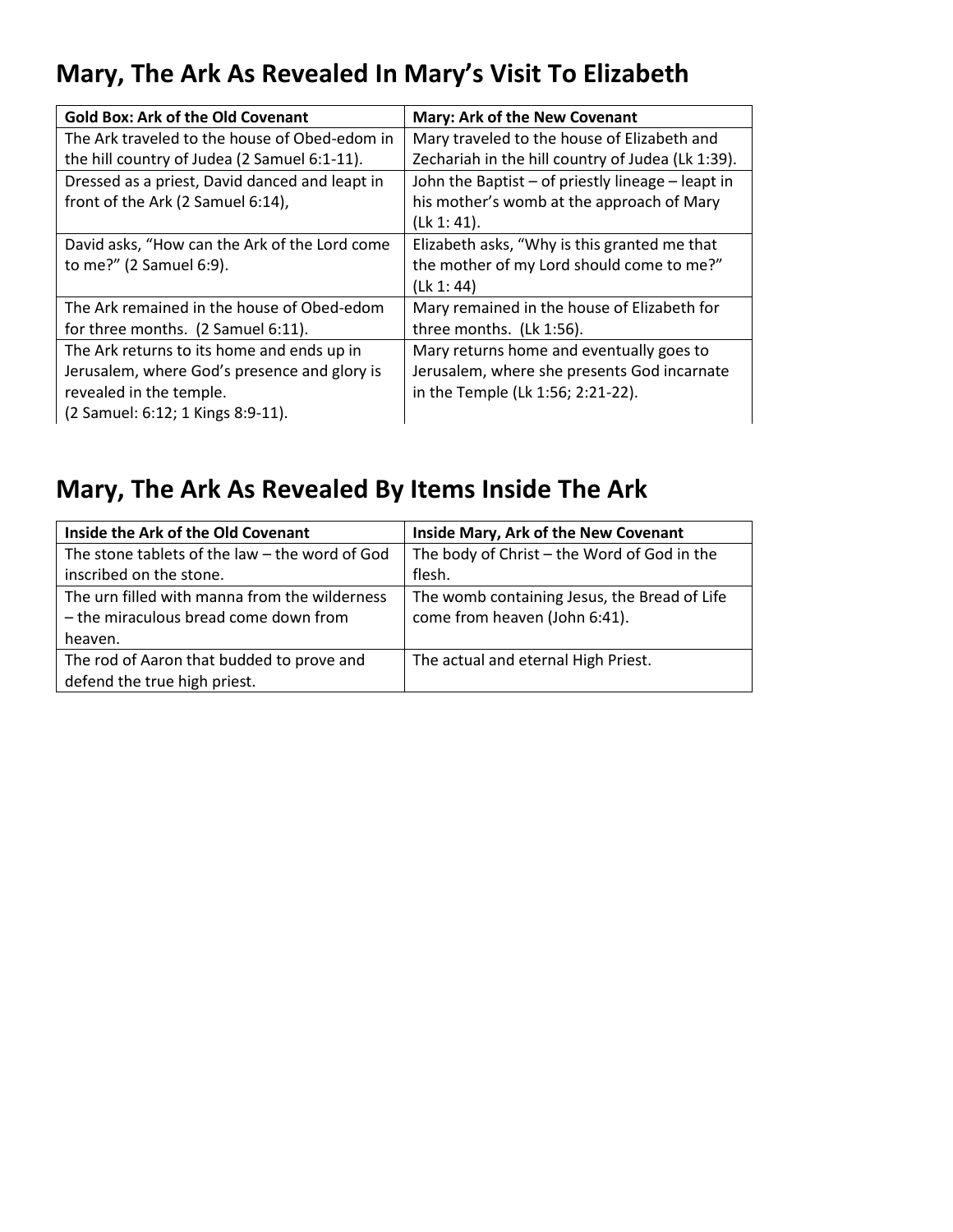## Mary, The Ark As Revealed In Mary's Visit To Elizabeth

| Gold Box: Ark of the Old Covenant | Mary: Ark of the New Covenant |
|---|---|
| The Ark traveled to the house of Obed-edom in the hill country of Judea (2 Samuel 6:1-11). | Mary traveled to the house of Elizabeth and Zechariah in the hill country of Judea (Lk 1:39). |
| Dressed as a priest, David danced and leapt in front of the Ark (2 Samuel 6:14), | John the Baptist – of priestly lineage – leapt in his mother's womb at the approach of Mary (Lk 1: 41). |
| David asks, "How can the Ark of the Lord come to me?" (2 Samuel 6:9). | Elizabeth asks, "Why is this granted me that the mother of my Lord should come to me?" (Lk 1: 44) |
| The Ark remained in the house of Obed-edom for three months. (2 Samuel 6:11). | Mary remained in the house of Elizabeth for three months. (Lk 1:56). |
| The Ark returns to its home and ends up in Jerusalem, where God's presence and glory is revealed in the temple. (2 Samuel: 6:12; 1 Kings 8:9-11). | Mary returns home and eventually goes to Jerusalem, where she presents God incarnate in the Temple (Lk 1:56; 2:21-22). |

## Mary, The Ark As Revealed By Items Inside The Ark

| Inside the Ark of the Old Covenant | Inside Mary, Ark of the New Covenant |
|---|---|
| The stone tablets of the law – the word of God inscribed on the stone. | The body of Christ – the Word of God in the flesh. |
| The urn filled with manna from the wilderness – the miraculous bread come down from heaven. | The womb containing Jesus, the Bread of Life come from heaven (John 6:41). |
| The rod of Aaron that budded to prove and defend the true high priest. | The actual and eternal High Priest. |